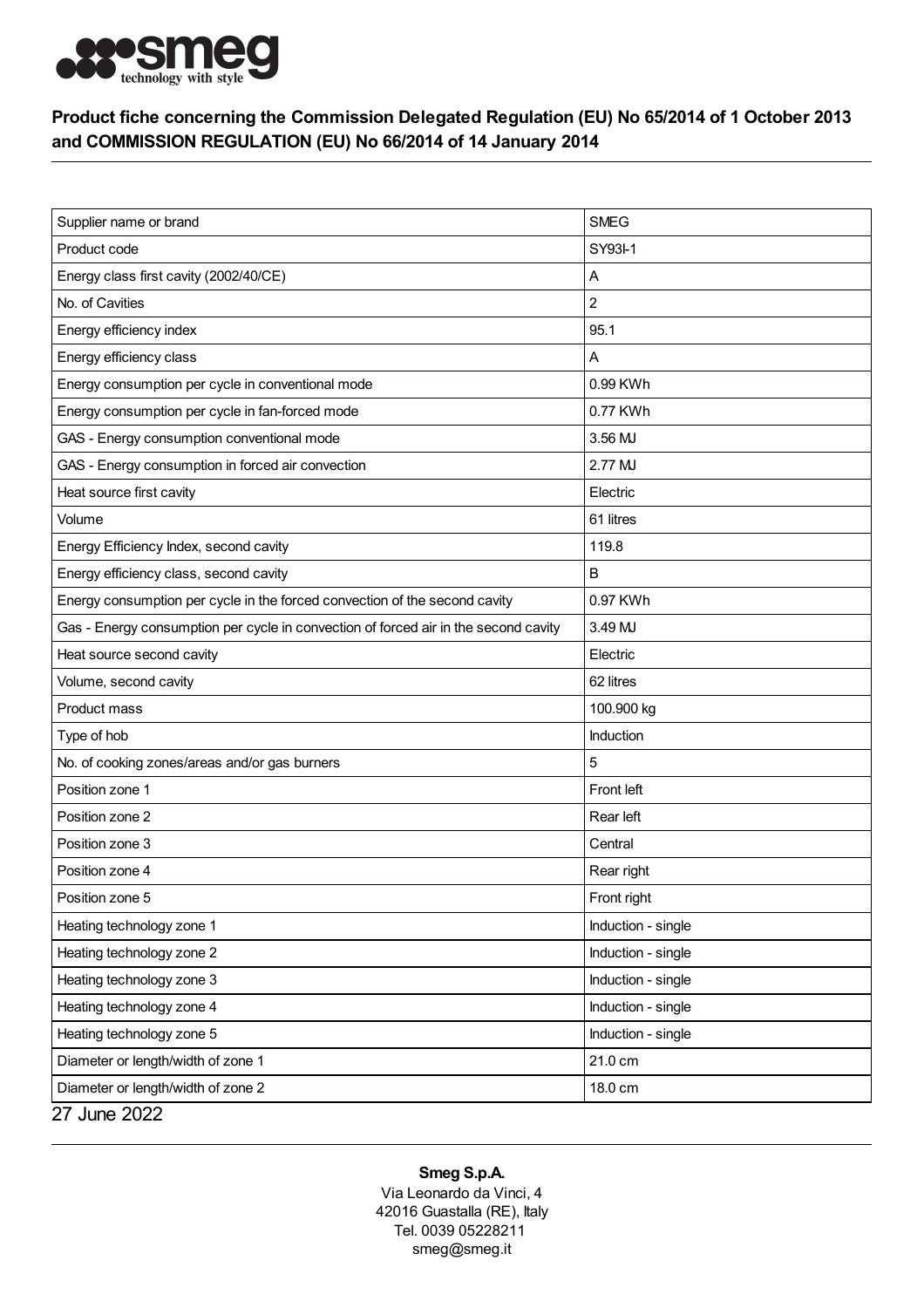**Product fiche concerning the Commission Delegated Regulation (EU) No 65/2014 of 1 October 2013 and COMMISSION REGULATION (EU) No 66/2014 of 14 January 2014**

| Supplier name or brand | SMEG |
|---|---|
| Product code | SY93I-1 |
| Energy class first cavity (2002/40/CE) | A |
| No. of Cavities | 2 |
| Energy efficiency index | 95.1 |
| Energy efficiency class | A |
| Energy consumption per cycle in conventional mode | 0.99 KWh |
| Energy consumption per cycle in fan-forced mode | 0.77 KWh |
| GAS - Energy consumption conventional mode | 3.56 MJ |
| GAS - Energy consumption in forced air convection | 2.77 MJ |
| Heat source first cavity | Electric |
| Volume | 61 litres |
| Energy Efficiency Index, second cavity | 119.8 |
| Energy efficiency class, second cavity | B |
| Energy consumption per cycle in the forced convection of the second cavity | 0.97 KWh |
| Gas - Energy consumption per cycle in convection of forced air in the second cavity | 3.49 MJ |
| Heat source second cavity | Electric |
| Volume, second cavity | 62 litres |
| Product mass | 100.900 kg |
| Type of hob | Induction |
| No. of cooking zones/areas and/or gas burners | 5 |
| Position zone 1 | Front left |
| Position zone 2 | Rear left |
| Position zone 3 | Central |
| Position zone 4 | Rear right |
| Position zone 5 | Front right |
| Heating technology zone 1 | Induction - single |
| Heating technology zone 2 | Induction - single |
| Heating technology zone 3 | Induction - single |
| Heating technology zone 4 | Induction - single |
| Heating technology zone 5 | Induction - single |
| Diameter or length/width of zone 1 | 21.0 cm |
| Diameter or length/width of zone 2 | 18.0 cm |

27 June 2022

**Smeg S.p.A.**
Via Leonardo da Vinci, 4
42016 Guastalla (RE), Italy
Tel. 0039 05228211
smeg@smeg.it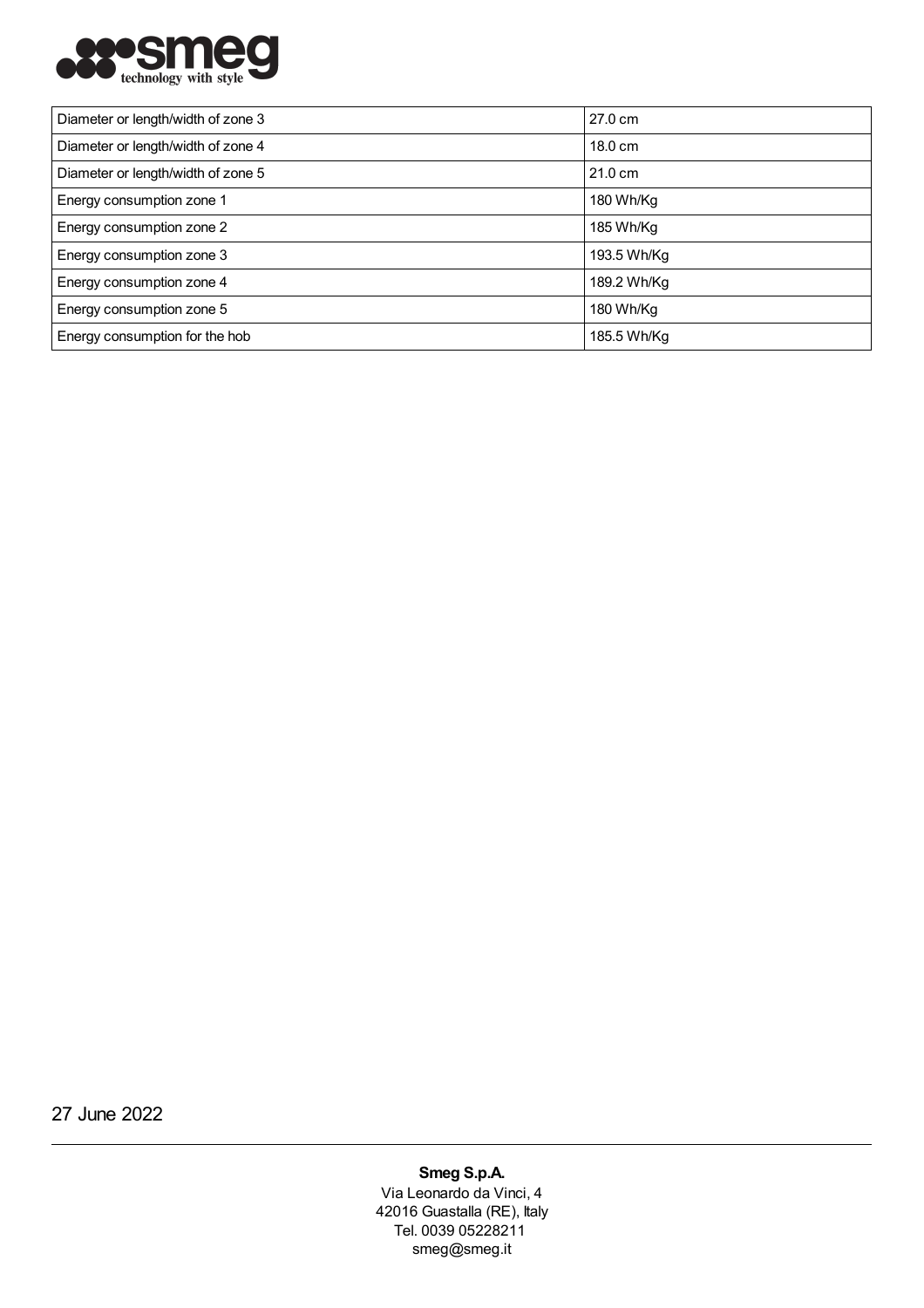| | |
|---|---|
| Diameter or length/width of zone 3 | 27.0 cm |
| Diameter or length/width of zone 4 | 18.0 cm |
| Diameter or length/width of zone 5 | 21.0 cm |
| Energy consumption zone 1 | 180 Wh/Kg |
| Energy consumption zone 2 | 185 Wh/Kg |
| Energy consumption zone 3 | 193.5 Wh/Kg |
| Energy consumption zone 4 | 189.2 Wh/Kg |
| Energy consumption zone 5 | 180 Wh/Kg |
| Energy consumption for the hob | 185.5 Wh/Kg |

27 June 2022

**Smeg S.p.A.**
Via Leonardo da Vinci, 4
42016 Guastalla (RE), Italy
Tel. 0039 05228211
smeg@smeg.it